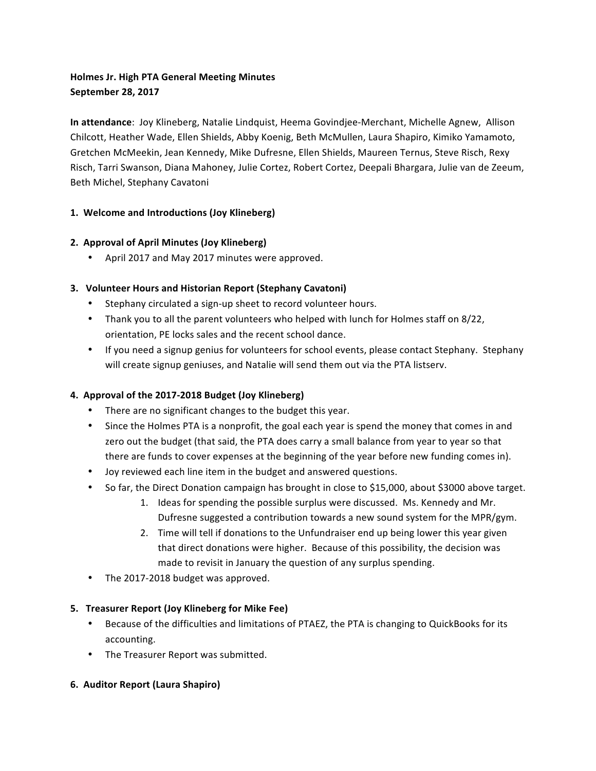**Holmes Jr. High PTA General Meeting Minutes**
**September 28, 2017**

**In attendance**: Joy Klineberg, Natalie Lindquist, Heema Govindjee-Merchant, Michelle Agnew, Allison Chilcott, Heather Wade, Ellen Shields, Abby Koenig, Beth McMullen, Laura Shapiro, Kimiko Yamamoto, Gretchen McMeekin, Jean Kennedy, Mike Dufresne, Ellen Shields, Maureen Ternus, Steve Risch, Rexy Risch, Tarri Swanson, Diana Mahoney, Julie Cortez, Robert Cortez, Deepali Bhargara, Julie van de Zeeum, Beth Michel, Stephany Cavatoni

**1. Welcome and Introductions (Joy Klineberg)**

**2. Approval of April Minutes (Joy Klineberg)**

- April 2017 and May 2017 minutes were approved.

**3. Volunteer Hours and Historian Report (Stephany Cavatoni)**

- Stephany circulated a sign-up sheet to record volunteer hours.
- Thank you to all the parent volunteers who helped with lunch for Holmes staff on 8/22, orientation, PE locks sales and the recent school dance.
- If you need a signup genius for volunteers for school events, please contact Stephany. Stephany will create signup geniuses, and Natalie will send them out via the PTA listserv.

**4. Approval of the 2017-2018 Budget (Joy Klineberg)**

- There are no significant changes to the budget this year.
- Since the Holmes PTA is a nonprofit, the goal each year is spend the money that comes in and zero out the budget (that said, the PTA does carry a small balance from year to year so that there are funds to cover expenses at the beginning of the year before new funding comes in).
- Joy reviewed each line item in the budget and answered questions.
- So far, the Direct Donation campaign has brought in close to $15,000, about $3000 above target.
    1. Ideas for spending the possible surplus were discussed. Ms. Kennedy and Mr. Dufresne suggested a contribution towards a new sound system for the MPR/gym.
    2. Time will tell if donations to the Unfundraiser end up being lower this year given that direct donations were higher. Because of this possibility, the decision was made to revisit in January the question of any surplus spending.
- The 2017-2018 budget was approved.

**5. Treasurer Report (Joy Klineberg for Mike Fee)**

- Because of the difficulties and limitations of PTAEZ, the PTA is changing to QuickBooks for its accounting.
- The Treasurer Report was submitted.

**6. Auditor Report (Laura Shapiro)**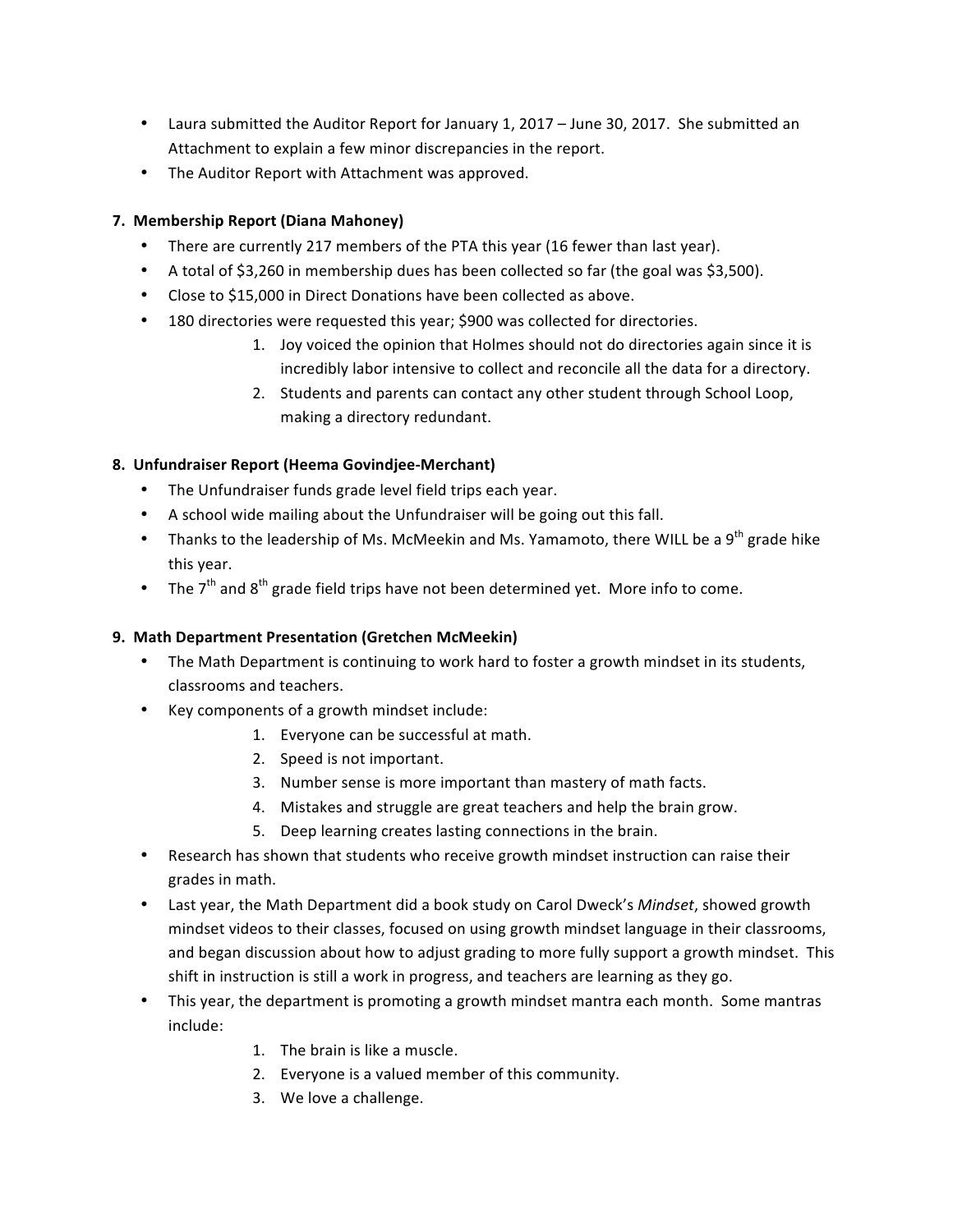- Laura submitted the Auditor Report for January 1, 2017 – June 30, 2017. She submitted an Attachment to explain a few minor discrepancies in the report.
- The Auditor Report with Attachment was approved.

**7. Membership Report (Diana Mahoney)**

- There are currently 217 members of the PTA this year (16 fewer than last year).
- A total of $3,260 in membership dues has been collected so far (the goal was $3,500).
- Close to $15,000 in Direct Donations have been collected as above.
- 180 directories were requested this year; $900 was collected for directories.
    1. Joy voiced the opinion that Holmes should not do directories again since it is incredibly labor intensive to collect and reconcile all the data for a directory.
    2. Students and parents can contact any other student through School Loop, making a directory redundant.

**8. Unfundraiser Report (Heema Govindjee-Merchant)**

- The Unfundraiser funds grade level field trips each year.
- A school wide mailing about the Unfundraiser will be going out this fall.
- Thanks to the leadership of Ms. McMeekin and Ms. Yamamoto, there WILL be a 9th grade hike this year.
- The 7th and 8th grade field trips have not been determined yet. More info to come.

**9. Math Department Presentation (Gretchen McMeekin)**

- The Math Department is continuing to work hard to foster a growth mindset in its students, classrooms and teachers.
- Key components of a growth mindset include:
    1. Everyone can be successful at math.
    2. Speed is not important.
    3. Number sense is more important than mastery of math facts.
    4. Mistakes and struggle are great teachers and help the brain grow.
    5. Deep learning creates lasting connections in the brain.
- Research has shown that students who receive growth mindset instruction can raise their grades in math.
- Last year, the Math Department did a book study on Carol Dweck's *Mindset*, showed growth mindset videos to their classes, focused on using growth mindset language in their classrooms, and began discussion about how to adjust grading to more fully support a growth mindset. This shift in instruction is still a work in progress, and teachers are learning as they go.
- This year, the department is promoting a growth mindset mantra each month. Some mantras include:
    1. The brain is like a muscle.
    2. Everyone is a valued member of this community.
    3. We love a challenge.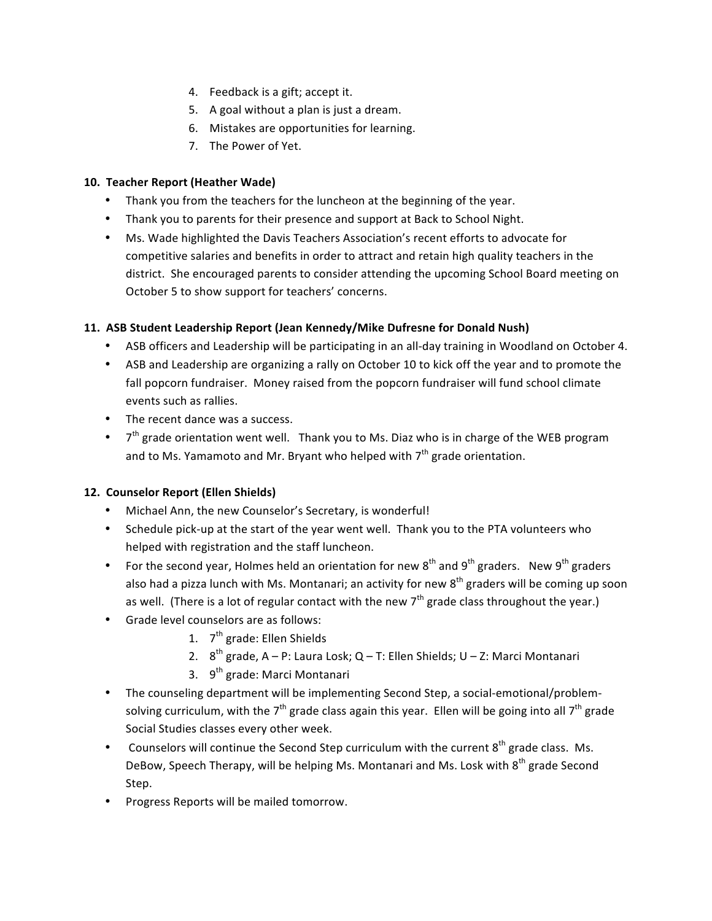4. Feedback is a gift; accept it.
5. A goal without a plan is just a dream.
6. Mistakes are opportunities for learning.
7. The Power of Yet.

**10. Teacher Report (Heather Wade)**

- Thank you from the teachers for the luncheon at the beginning of the year.
- Thank you to parents for their presence and support at Back to School Night.
- Ms. Wade highlighted the Davis Teachers Association's recent efforts to advocate for competitive salaries and benefits in order to attract and retain high quality teachers in the district. She encouraged parents to consider attending the upcoming School Board meeting on October 5 to show support for teachers' concerns.

**11. ASB Student Leadership Report (Jean Kennedy/Mike Dufresne for Donald Nush)**

- ASB officers and Leadership will be participating in an all-day training in Woodland on October 4.
- ASB and Leadership are organizing a rally on October 10 to kick off the year and to promote the fall popcorn fundraiser. Money raised from the popcorn fundraiser will fund school climate events such as rallies.
- The recent dance was a success.
- 7th grade orientation went well. Thank you to Ms. Diaz who is in charge of the WEB program and to Ms. Yamamoto and Mr. Bryant who helped with 7th grade orientation.

**12. Counselor Report (Ellen Shields)**

- Michael Ann, the new Counselor's Secretary, is wonderful!
- Schedule pick-up at the start of the year went well. Thank you to the PTA volunteers who helped with registration and the staff luncheon.
- For the second year, Holmes held an orientation for new 8th and 9th graders. New 9th graders also had a pizza lunch with Ms. Montanari; an activity for new 8th graders will be coming up soon as well. (There is a lot of regular contact with the new 7th grade class throughout the year.)
- Grade level counselors are as follows:
    1. 7th grade: Ellen Shields
    2. 8th grade, A – P: Laura Losk; Q – T: Ellen Shields; U – Z: Marci Montanari
    3. 9th grade: Marci Montanari
- The counseling department will be implementing Second Step, a social-emotional/problem-solving curriculum, with the 7th grade class again this year. Ellen will be going into all 7th grade Social Studies classes every other week.
- Counselors will continue the Second Step curriculum with the current 8th grade class. Ms. DeBow, Speech Therapy, will be helping Ms. Montanari and Ms. Losk with 8th grade Second Step.
- Progress Reports will be mailed tomorrow.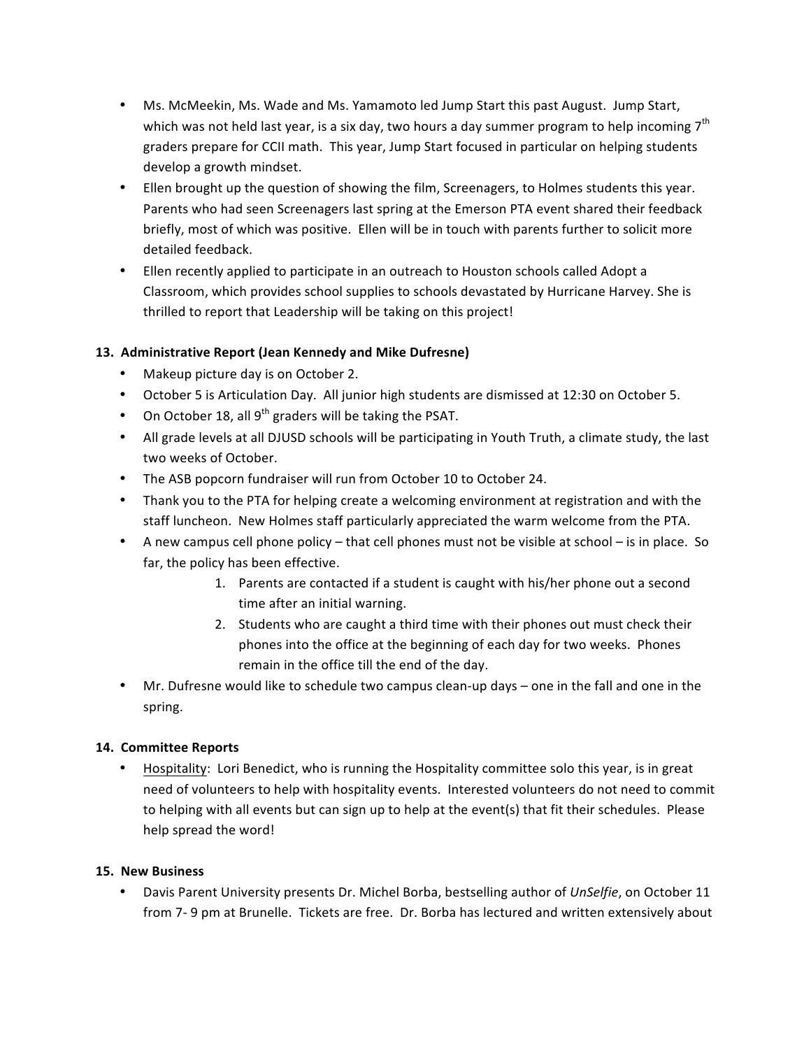- Ms. McMeekin, Ms. Wade and Ms. Yamamoto led Jump Start this past August. Jump Start, which was not held last year, is a six day, two hours a day summer program to help incoming 7th graders prepare for CCII math. This year, Jump Start focused in particular on helping students develop a growth mindset.
- Ellen brought up the question of showing the film, Screenagers, to Holmes students this year. Parents who had seen Screenagers last spring at the Emerson PTA event shared their feedback briefly, most of which was positive. Ellen will be in touch with parents further to solicit more detailed feedback.
- Ellen recently applied to participate in an outreach to Houston schools called Adopt a Classroom, which provides school supplies to schools devastated by Hurricane Harvey. She is thrilled to report that Leadership will be taking on this project!

**13. Administrative Report (Jean Kennedy and Mike Dufresne)**

- Makeup picture day is on October 2.
- October 5 is Articulation Day. All junior high students are dismissed at 12:30 on October 5.
- On October 18, all 9th graders will be taking the PSAT.
- All grade levels at all DJUSD schools will be participating in Youth Truth, a climate study, the last two weeks of October.
- The ASB popcorn fundraiser will run from October 10 to October 24.
- Thank you to the PTA for helping create a welcoming environment at registration and with the staff luncheon. New Holmes staff particularly appreciated the warm welcome from the PTA.
- A new campus cell phone policy – that cell phones must not be visible at school – is in place. So far, the policy has been effective.
    1. Parents are contacted if a student is caught with his/her phone out a second time after an initial warning.
    2. Students who are caught a third time with their phones out must check their phones into the office at the beginning of each day for two weeks. Phones remain in the office till the end of the day.
- Mr. Dufresne would like to schedule two campus clean-up days – one in the fall and one in the spring.

**14. Committee Reports**

- Hospitality: Lori Benedict, who is running the Hospitality committee solo this year, is in great need of volunteers to help with hospitality events. Interested volunteers do not need to commit to helping with all events but can sign up to help at the event(s) that fit their schedules. Please help spread the word!

**15. New Business**

- Davis Parent University presents Dr. Michel Borba, bestselling author of *UnSelfie*, on October 11 from 7- 9 pm at Brunelle. Tickets are free. Dr. Borba has lectured and written extensively about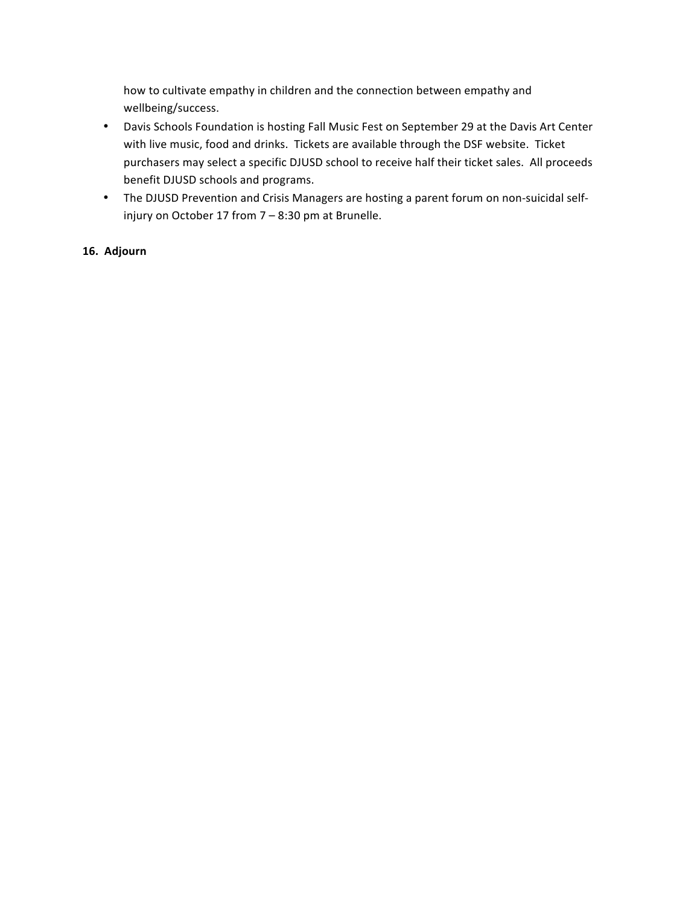how to cultivate empathy in children and the connection between empathy and wellbeing/success.

- Davis Schools Foundation is hosting Fall Music Fest on September 29 at the Davis Art Center with live music, food and drinks. Tickets are available through the DSF website. Ticket purchasers may select a specific DJUSD school to receive half their ticket sales. All proceeds benefit DJUSD schools and programs.
- The DJUSD Prevention and Crisis Managers are hosting a parent forum on non-suicidal self-injury on October 17 from 7 – 8:30 pm at Brunelle.

**16. Adjourn**